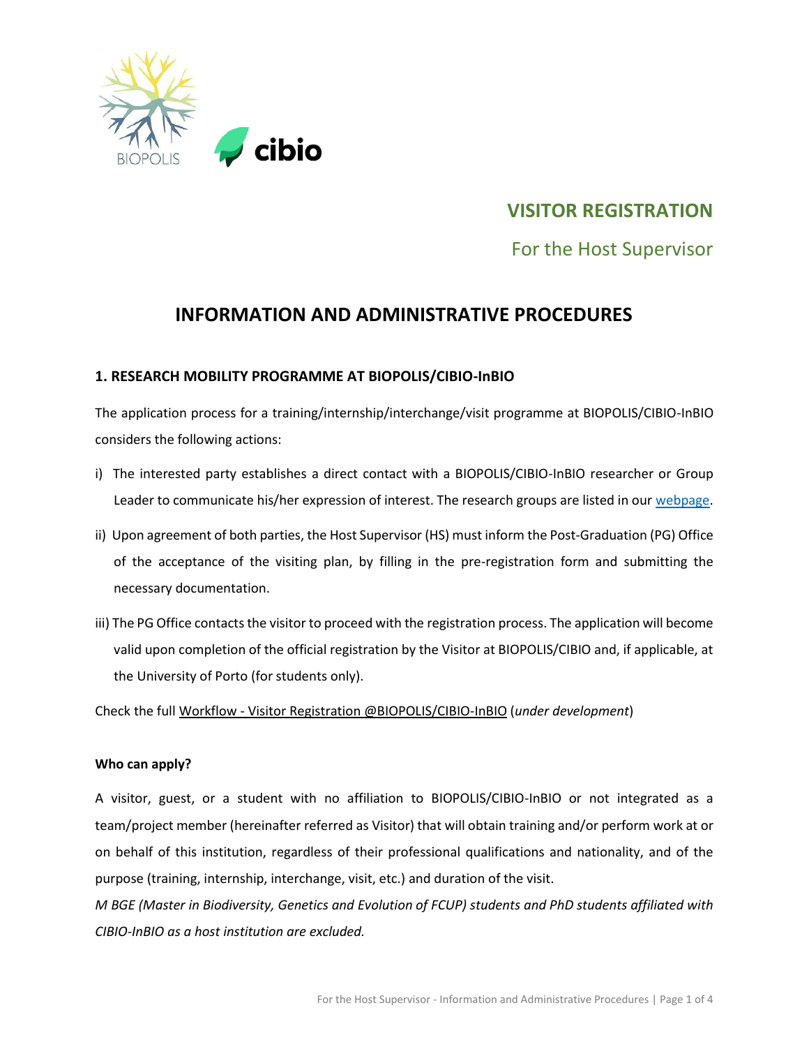# VISITOR REGISTRATION

For the Host Supervisor

## INFORMATION AND ADMINISTRATIVE PROCEDURES

### 1. RESEARCH MOBILITY PROGRAMME AT BIOPOLIS/CIBIO-InBIO

The application process for a training/internship/interchange/visit programme at BIOPOLIS/CIBIO-InBIO considers the following actions:

i) The interested party establishes a direct contact with a BIOPOLIS/CIBIO-InBIO researcher or Group Leader to communicate his/her expression of interest. The research groups are listed in our webpage.

ii) Upon agreement of both parties, the Host Supervisor (HS) must inform the Post-Graduation (PG) Office of the acceptance of the visiting plan, by filling in the pre-registration form and submitting the necessary documentation.

iii) The PG Office contacts the visitor to proceed with the registration process. The application will become valid upon completion of the official registration by the Visitor at BIOPOLIS/CIBIO and, if applicable, at the University of Porto (for students only).

Check the full Workflow - Visitor Registration @BIOPOLIS/CIBIO-InBIO (*under development*)

**Who can apply?**

A visitor, guest, or a student with no affiliation to BIOPOLIS/CIBIO-InBIO or not integrated as a team/project member (hereinafter referred as Visitor) that will obtain training and/or perform work at or on behalf of this institution, regardless of their professional qualifications and nationality, and of the purpose (training, internship, interchange, visit, etc.) and duration of the visit.

*M BGE (Master in Biodiversity, Genetics and Evolution of FCUP) students and PhD students affiliated with CIBIO-InBIO as a host institution are excluded.*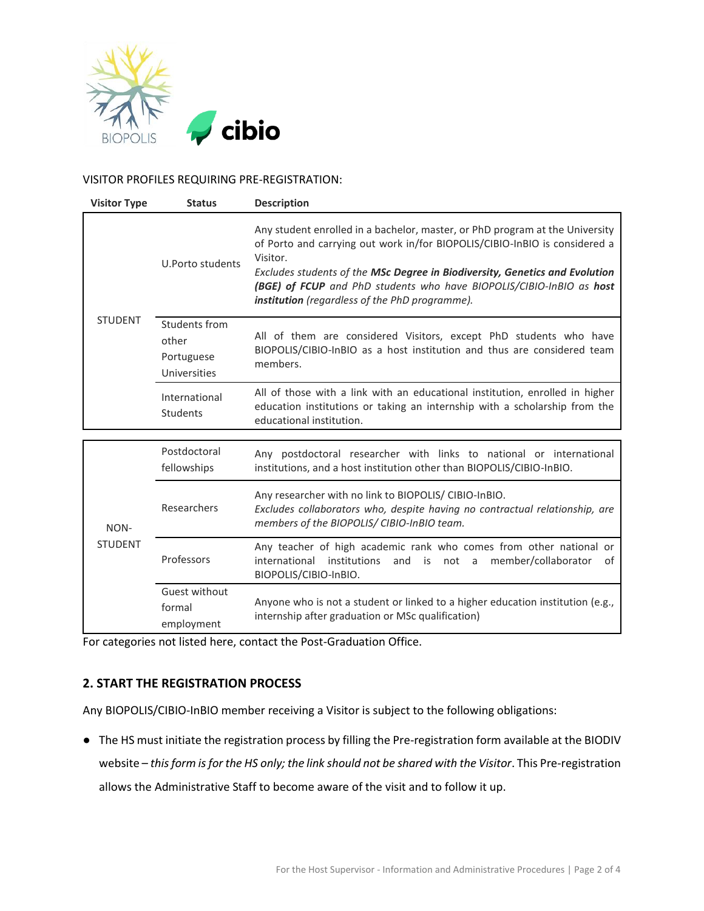VISITOR PROFILES REQUIRING PRE-REGISTRATION:

| Visitor Type | Status | Description |
|---|---|---|
| STUDENT | U.Porto students | Any student enrolled in a bachelor, master, or PhD program at the University of Porto and carrying out work in/for BIOPOLIS/CIBIO-InBIO is considered a Visitor. *Excludes students of the* ***MSc Degree in Biodiversity, Genetics and Evolution (BGE) of FCUP*** *and PhD students who have BIOPOLIS/CIBIO-InBIO as* ***host institution*** *(regardless of the PhD programme).* |
| | Students from other Portuguese Universities | All of them are considered Visitors, except PhD students who have BIOPOLIS/CIBIO-InBIO as a host institution and thus are considered team members. |
| | International Students | All of those with a link with an educational institution, enrolled in higher education institutions or taking an internship with a scholarship from the educational institution. |
| NON-STUDENT | Postdoctoral fellowships | Any postdoctoral researcher with links to national or international institutions, and a host institution other than BIOPOLIS/CIBIO-InBIO. |
| | Researchers | Any researcher with no link to BIOPOLIS/ CIBIO-InBIO. *Excludes collaborators who, despite having no contractual relationship, are members of the BIOPOLIS/ CIBIO-InBIO team.* |
| | Professors | Any teacher of high academic rank who comes from other national or international institutions and is not a member/collaborator of BIOPOLIS/CIBIO-InBIO. |
| | Guest without formal employment | Anyone who is not a student or linked to a higher education institution (e.g., internship after graduation or MSc qualification) |

For categories not listed here, contact the Post-Graduation Office.

## 2. START THE REGISTRATION PROCESS

Any BIOPOLIS/CIBIO-InBIO member receiving a Visitor is subject to the following obligations:

- The HS must initiate the registration process by filling the Pre-registration form available at the BIODIV website – *this form is for the HS only; the link should not be shared with the Visitor*. This Pre-registration allows the Administrative Staff to become aware of the visit and to follow it up.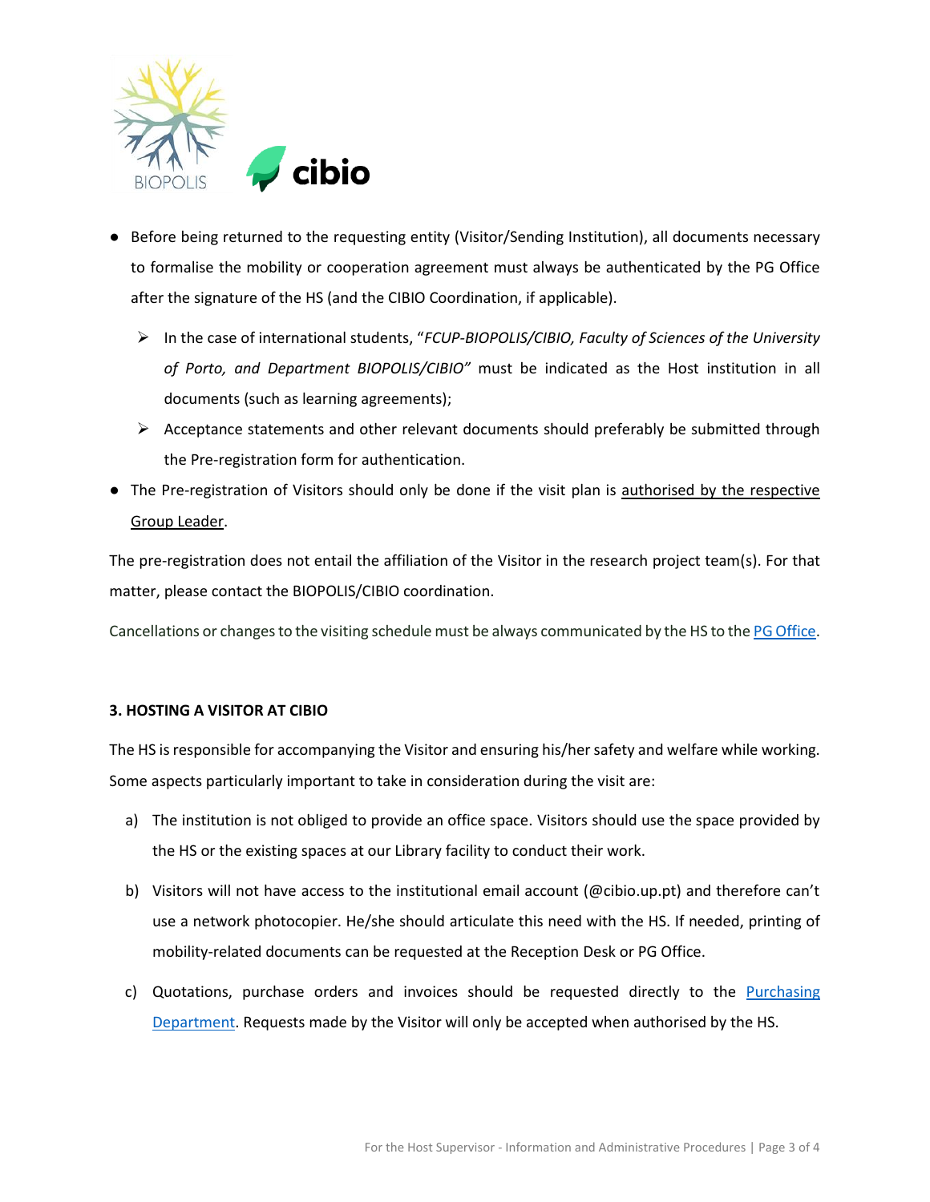- Before being returned to the requesting entity (Visitor/Sending Institution), all documents necessary to formalise the mobility or cooperation agreement must always be authenticated by the PG Office after the signature of the HS (and the CIBIO Coordination, if applicable).
  - In the case of international students, "*FCUP-BIOPOLIS/CIBIO, Faculty of Sciences of the University of Porto, and Department BIOPOLIS/CIBIO"* must be indicated as the Host institution in all documents (such as learning agreements);
  - Acceptance statements and other relevant documents should preferably be submitted through the Pre-registration form for authentication.
- The Pre-registration of Visitors should only be done if the visit plan is <u>authorised by the respective Group Leader</u>.

The pre-registration does not entail the affiliation of the Visitor in the research project team(s). For that matter, please contact the BIOPOLIS/CIBIO coordination.

Cancellations or changes to the visiting schedule must be always communicated by the HS to the [PG Office](#).

### 3. HOSTING A VISITOR AT CIBIO

The HS is responsible for accompanying the Visitor and ensuring his/her safety and welfare while working. Some aspects particularly important to take in consideration during the visit are:

a) The institution is not obliged to provide an office space. Visitors should use the space provided by the HS or the existing spaces at our Library facility to conduct their work.

b) Visitors will not have access to the institutional email account (@cibio.up.pt) and therefore can't use a network photocopier. He/she should articulate this need with the HS. If needed, printing of mobility-related documents can be requested at the Reception Desk or PG Office.

c) Quotations, purchase orders and invoices should be requested directly to the [Purchasing Department](#). Requests made by the Visitor will only be accepted when authorised by the HS.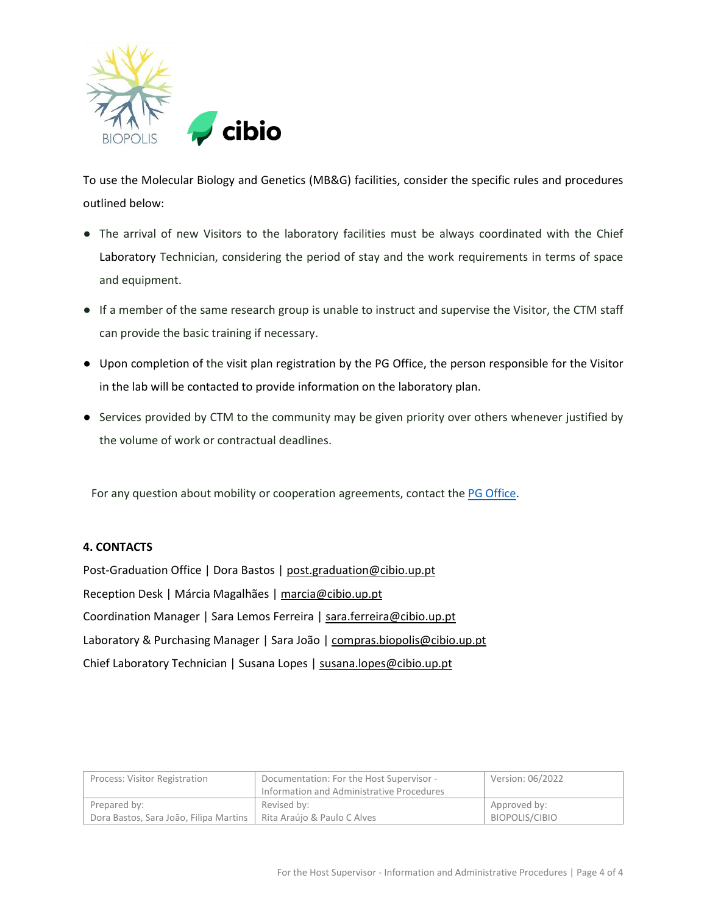To use the Molecular Biology and Genetics (MB&G) facilities, consider the specific rules and procedures outlined below:

- The arrival of new Visitors to the laboratory facilities must be always coordinated with the Chief Laboratory Technician, considering the period of stay and the work requirements in terms of space and equipment.
- If a member of the same research group is unable to instruct and supervise the Visitor, the CTM staff can provide the basic training if necessary.
- Upon completion of the visit plan registration by the PG Office, the person responsible for the Visitor in the lab will be contacted to provide information on the laboratory plan.
- Services provided by CTM to the community may be given priority over others whenever justified by the volume of work or contractual deadlines.

For any question about mobility or cooperation agreements, contact the PG Office.

**4. CONTACTS**

Post-Graduation Office | Dora Bastos | post.graduation@cibio.up.pt

Reception Desk | Márcia Magalhães | marcia@cibio.up.pt

Coordination Manager | Sara Lemos Ferreira | sara.ferreira@cibio.up.pt

Laboratory & Purchasing Manager | Sara João | compras.biopolis@cibio.up.pt

Chief Laboratory Technician | Susana Lopes | susana.lopes@cibio.up.pt

| | | |
|---|---|---|
| Process: Visitor Registration | Documentation: For the Host Supervisor - Information and Administrative Procedures | Version: 06/2022 |
| Prepared by: Dora Bastos, Sara João, Filipa Martins | Revised by: Rita Araújo & Paulo C Alves | Approved by: BIOPOLIS/CIBIO |